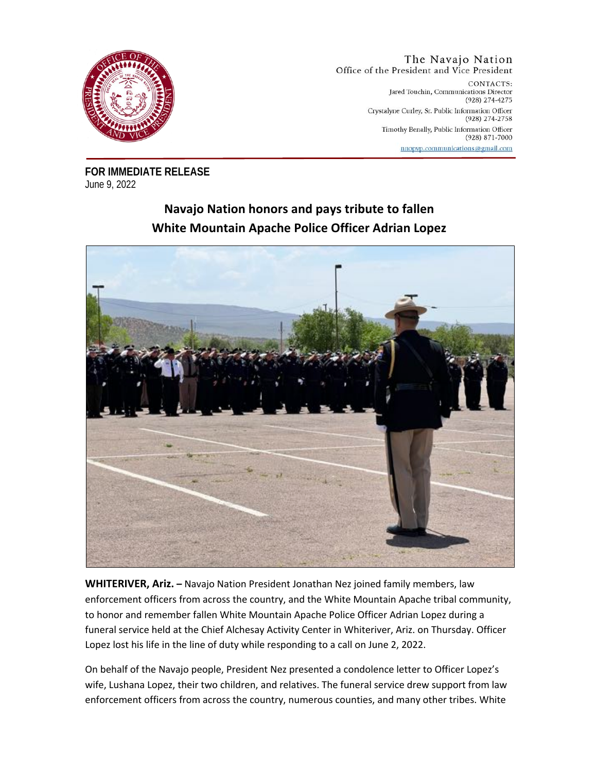The Navajo Nation
Office of the President and Vice President

CONTACTS:
Jared Touchin, Communications Director
(928) 274-4275
Crystalyne Curley, Sr. Public Information Officer
(928) 274-2758
Timothy Benally, Public Information Officer
(928) 871-7000
nnopvp.communications@gmail.com

**FOR IMMEDIATE RELEASE**
June 9, 2022

# Navajo Nation honors and pays tribute to fallen White Mountain Apache Police Officer Adrian Lopez

**WHITERIVER, Ariz. –** Navajo Nation President Jonathan Nez joined family members, law enforcement officers from across the country, and the White Mountain Apache tribal community, to honor and remember fallen White Mountain Apache Police Officer Adrian Lopez during a funeral service held at the Chief Alchesay Activity Center in Whiteriver, Ariz. on Thursday. Officer Lopez lost his life in the line of duty while responding to a call on June 2, 2022.

On behalf of the Navajo people, President Nez presented a condolence letter to Officer Lopez's wife, Lushana Lopez, their two children, and relatives. The funeral service drew support from law enforcement officers from across the country, numerous counties, and many other tribes. White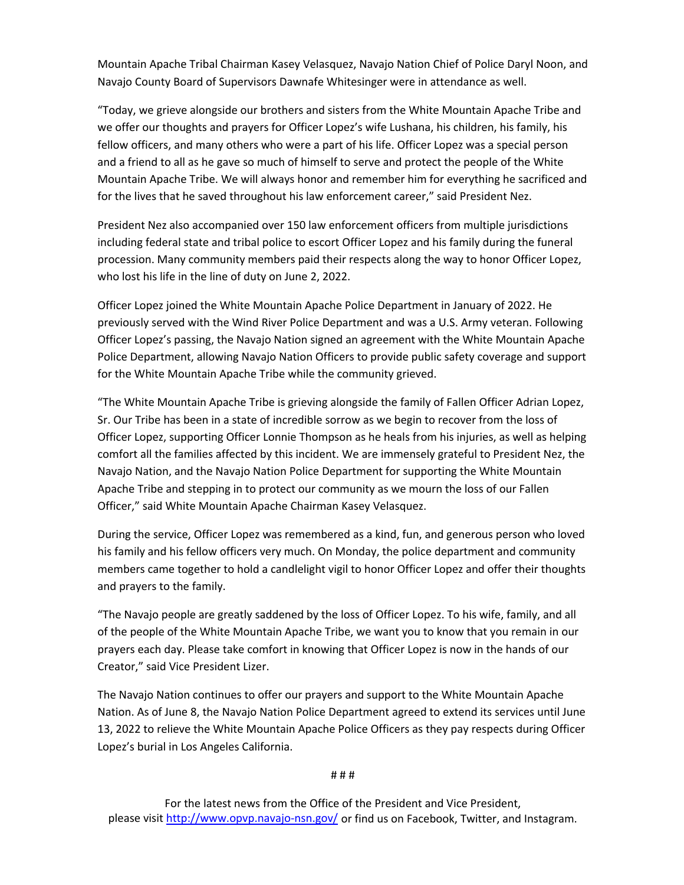Mountain Apache Tribal Chairman Kasey Velasquez, Navajo Nation Chief of Police Daryl Noon, and Navajo County Board of Supervisors Dawnafe Whitesinger were in attendance as well.

"Today, we grieve alongside our brothers and sisters from the White Mountain Apache Tribe and we offer our thoughts and prayers for Officer Lopez's wife Lushana, his children, his family, his fellow officers, and many others who were a part of his life. Officer Lopez was a special person and a friend to all as he gave so much of himself to serve and protect the people of the White Mountain Apache Tribe. We will always honor and remember him for everything he sacrificed and for the lives that he saved throughout his law enforcement career," said President Nez.

President Nez also accompanied over 150 law enforcement officers from multiple jurisdictions including federal state and tribal police to escort Officer Lopez and his family during the funeral procession. Many community members paid their respects along the way to honor Officer Lopez, who lost his life in the line of duty on June 2, 2022.

Officer Lopez joined the White Mountain Apache Police Department in January of 2022. He previously served with the Wind River Police Department and was a U.S. Army veteran. Following Officer Lopez's passing, the Navajo Nation signed an agreement with the White Mountain Apache Police Department, allowing Navajo Nation Officers to provide public safety coverage and support for the White Mountain Apache Tribe while the community grieved.

"The White Mountain Apache Tribe is grieving alongside the family of Fallen Officer Adrian Lopez, Sr. Our Tribe has been in a state of incredible sorrow as we begin to recover from the loss of Officer Lopez, supporting Officer Lonnie Thompson as he heals from his injuries, as well as helping comfort all the families affected by this incident. We are immensely grateful to President Nez, the Navajo Nation, and the Navajo Nation Police Department for supporting the White Mountain Apache Tribe and stepping in to protect our community as we mourn the loss of our Fallen Officer," said White Mountain Apache Chairman Kasey Velasquez.

During the service, Officer Lopez was remembered as a kind, fun, and generous person who loved his family and his fellow officers very much. On Monday, the police department and community members came together to hold a candlelight vigil to honor Officer Lopez and offer their thoughts and prayers to the family.

"The Navajo people are greatly saddened by the loss of Officer Lopez. To his wife, family, and all of the people of the White Mountain Apache Tribe, we want you to know that you remain in our prayers each day. Please take comfort in knowing that Officer Lopez is now in the hands of our Creator," said Vice President Lizer.

The Navajo Nation continues to offer our prayers and support to the White Mountain Apache Nation. As of June 8, the Navajo Nation Police Department agreed to extend its services until June 13, 2022 to relieve the White Mountain Apache Police Officers as they pay respects during Officer Lopez's burial in Los Angeles California.

# # #

For the latest news from the Office of the President and Vice President, please visit http://www.opvp.navajo-nsn.gov/ or find us on Facebook, Twitter, and Instagram.